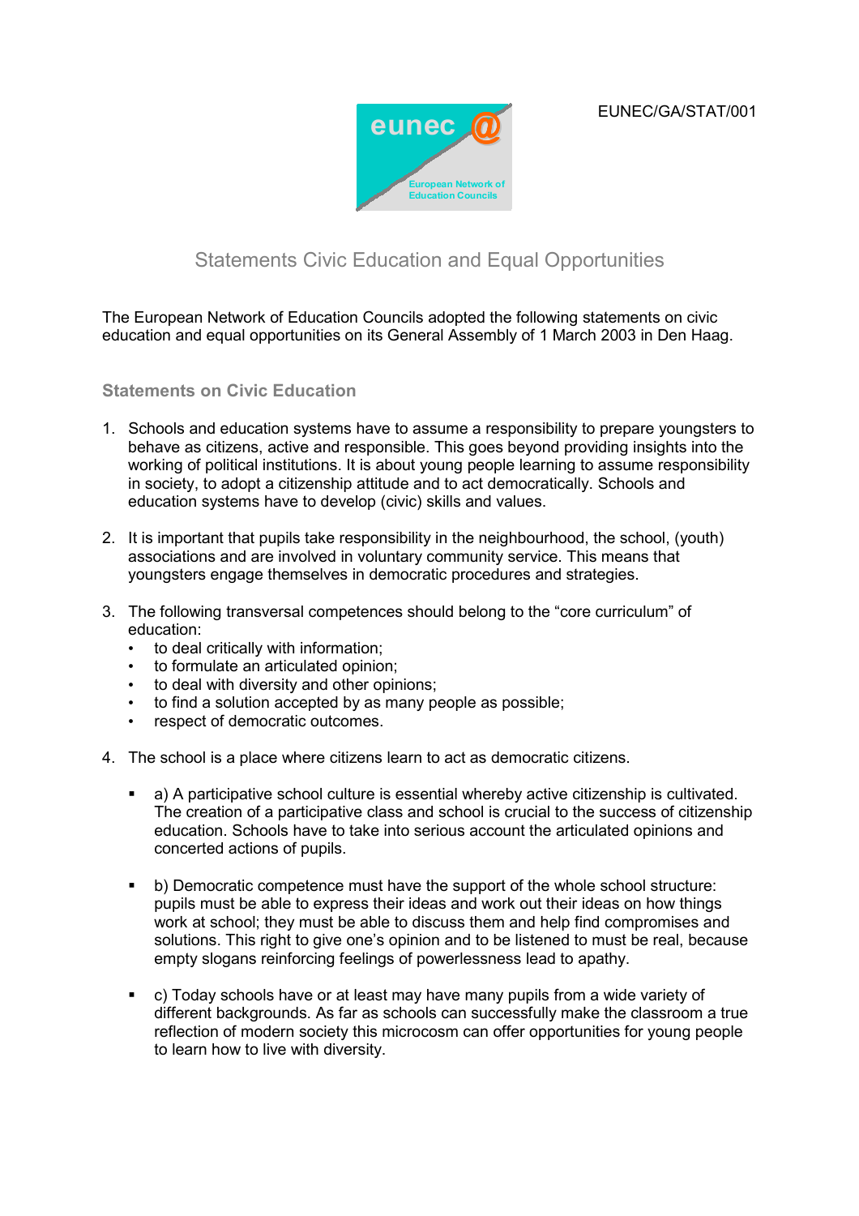EUNEC/GA/STAT/001

# Statements Civic Education and Equal Opportunities

The European Network of Education Councils adopted the following statements on civic education and equal opportunities on its General Assembly of 1 March 2003 in Den Haag.

## Statements on Civic Education

1. Schools and education systems have to assume a responsibility to prepare youngsters to behave as citizens, active and responsible. This goes beyond providing insights into the working of political institutions. It is about young people learning to assume responsibility in society, to adopt a citizenship attitude and to act democratically. Schools and education systems have to develop (civic) skills and values.

2. It is important that pupils take responsibility in the neighbourhood, the school, (youth) associations and are involved in voluntary community service. This means that youngsters engage themselves in democratic procedures and strategies.

3. The following transversal competences should belong to the “core curriculum” of education:
   - to deal critically with information;
   - to formulate an articulated opinion;
   - to deal with diversity and other opinions;
   - to find a solution accepted by as many people as possible;
   - respect of democratic outcomes.

4. The school is a place where citizens learn to act as democratic citizens.

   - a) A participative school culture is essential whereby active citizenship is cultivated. The creation of a participative class and school is crucial to the success of citizenship education. Schools have to take into serious account the articulated opinions and concerted actions of pupils.

   - b) Democratic competence must have the support of the whole school structure: pupils must be able to express their ideas and work out their ideas on how things work at school; they must be able to discuss them and help find compromises and solutions. This right to give one’s opinion and to be listened to must be real, because empty slogans reinforcing feelings of powerlessness lead to apathy.

   - c) Today schools have or at least may have many pupils from a wide variety of different backgrounds. As far as schools can successfully make the classroom a true reflection of modern society this microcosm can offer opportunities for young people to learn how to live with diversity.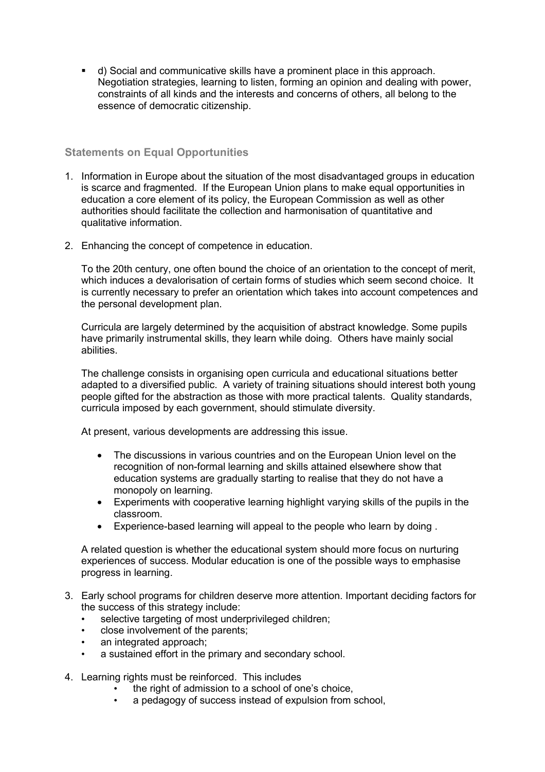- d) Social and communicative skills have a prominent place in this approach. Negotiation strategies, learning to listen, forming an opinion and dealing with power, constraints of all kinds and the interests and concerns of others, all belong to the essence of democratic citizenship.

### Statements on Equal Opportunities

1. Information in Europe about the situation of the most disadvantaged groups in education is scarce and fragmented. If the European Union plans to make equal opportunities in education a core element of its policy, the European Commission as well as other authorities should facilitate the collection and harmonisation of quantitative and qualitative information.

2. Enhancing the concept of competence in education.

   To the 20th century, one often bound the choice of an orientation to the concept of merit, which induces a devalorisation of certain forms of studies which seem second choice. It is currently necessary to prefer an orientation which takes into account competences and the personal development plan.

   Curricula are largely determined by the acquisition of abstract knowledge. Some pupils have primarily instrumental skills, they learn while doing. Others have mainly social abilities.

   The challenge consists in organising open curricula and educational situations better adapted to a diversified public. A variety of training situations should interest both young people gifted for the abstraction as those with more practical talents. Quality standards, curricula imposed by each government, should stimulate diversity.

   At present, various developments are addressing this issue.

   - The discussions in various countries and on the European Union level on the recognition of non-formal learning and skills attained elsewhere show that education systems are gradually starting to realise that they do not have a monopoly on learning.
   - Experiments with cooperative learning highlight varying skills of the pupils in the classroom.
   - Experience-based learning will appeal to the people who learn by doing .

   A related question is whether the educational system should more focus on nurturing experiences of success. Modular education is one of the possible ways to emphasise progress in learning.

3. Early school programs for children deserve more attention. Important deciding factors for the success of this strategy include:
   - selective targeting of most underprivileged children;
   - close involvement of the parents;
   - an integrated approach;
   - a sustained effort in the primary and secondary school.

4. Learning rights must be reinforced. This includes
   - the right of admission to a school of one's choice,
   - a pedagogy of success instead of expulsion from school,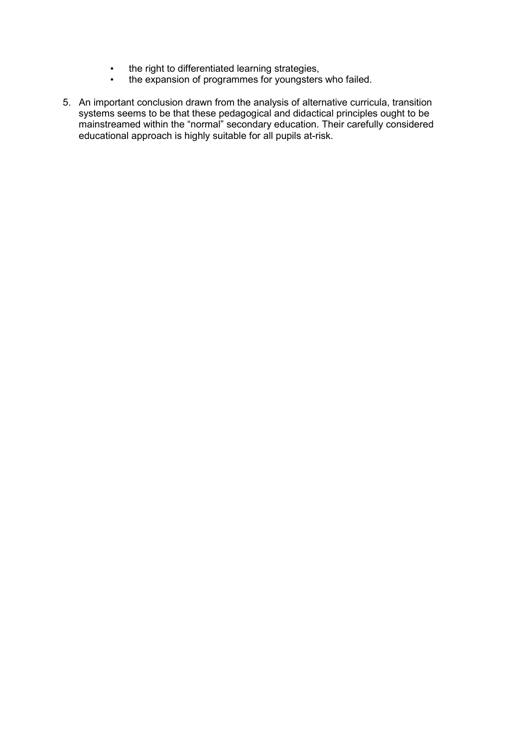- the right to differentiated learning strategies,
- the expansion of programmes for youngsters who failed.

5. An important conclusion drawn from the analysis of alternative curricula, transition systems seems to be that these pedagogical and didactical principles ought to be mainstreamed within the "normal" secondary education. Their carefully considered educational approach is highly suitable for all pupils at-risk.